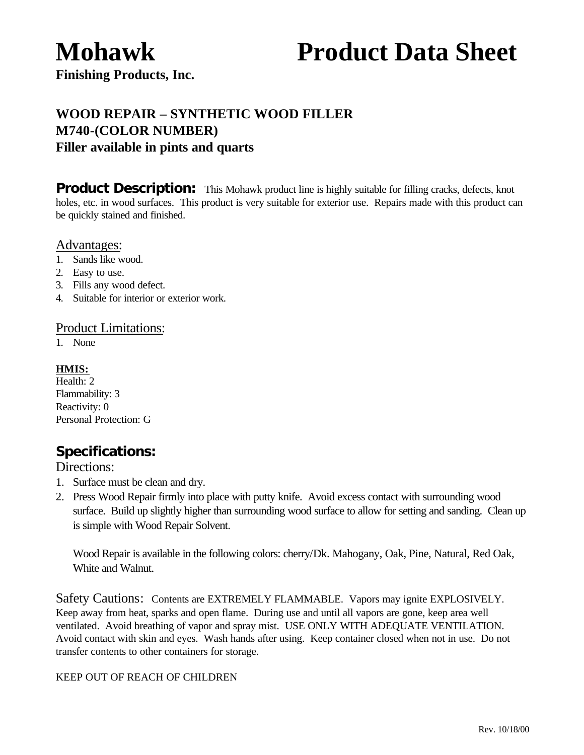# Mohawk Product Data Sheet

**Finishing Products, Inc.**

## WOOD REPAIR – SYNTHETIC WOOD FILLER
## M740-(COLOR NUMBER)
## Filler available in pints and quarts

**Product Description:** This Mohawk product line is highly suitable for filling cracks, defects, knot holes, etc. in wood surfaces. This product is very suitable for exterior use. Repairs made with this product can be quickly stained and finished.

### Advantages:

1. Sands like wood.
2. Easy to use.
3. Fills any wood defect.
4. Suitable for interior or exterior work.

### Product Limitations:

1. None

**HMIS:**

Health: 2
Flammability: 3
Reactivity: 0
Personal Protection: G

## Specifications:

Directions:

1. Surface must be clean and dry.
2. Press Wood Repair firmly into place with putty knife. Avoid excess contact with surrounding wood surface. Build up slightly higher than surrounding wood surface to allow for setting and sanding. Clean up is simple with Wood Repair Solvent.

   Wood Repair is available in the following colors: cherry/Dk. Mahogany, Oak, Pine, Natural, Red Oak, White and Walnut.

Safety Cautions: Contents are EXTREMELY FLAMMABLE. Vapors may ignite EXPLOSIVELY. Keep away from heat, sparks and open flame. During use and until all vapors are gone, keep area well ventilated. Avoid breathing of vapor and spray mist. USE ONLY WITH ADEQUATE VENTILATION. Avoid contact with skin and eyes. Wash hands after using. Keep container closed when not in use. Do not transfer contents to other containers for storage.

KEEP OUT OF REACH OF CHILDREN

Rev. 10/18/00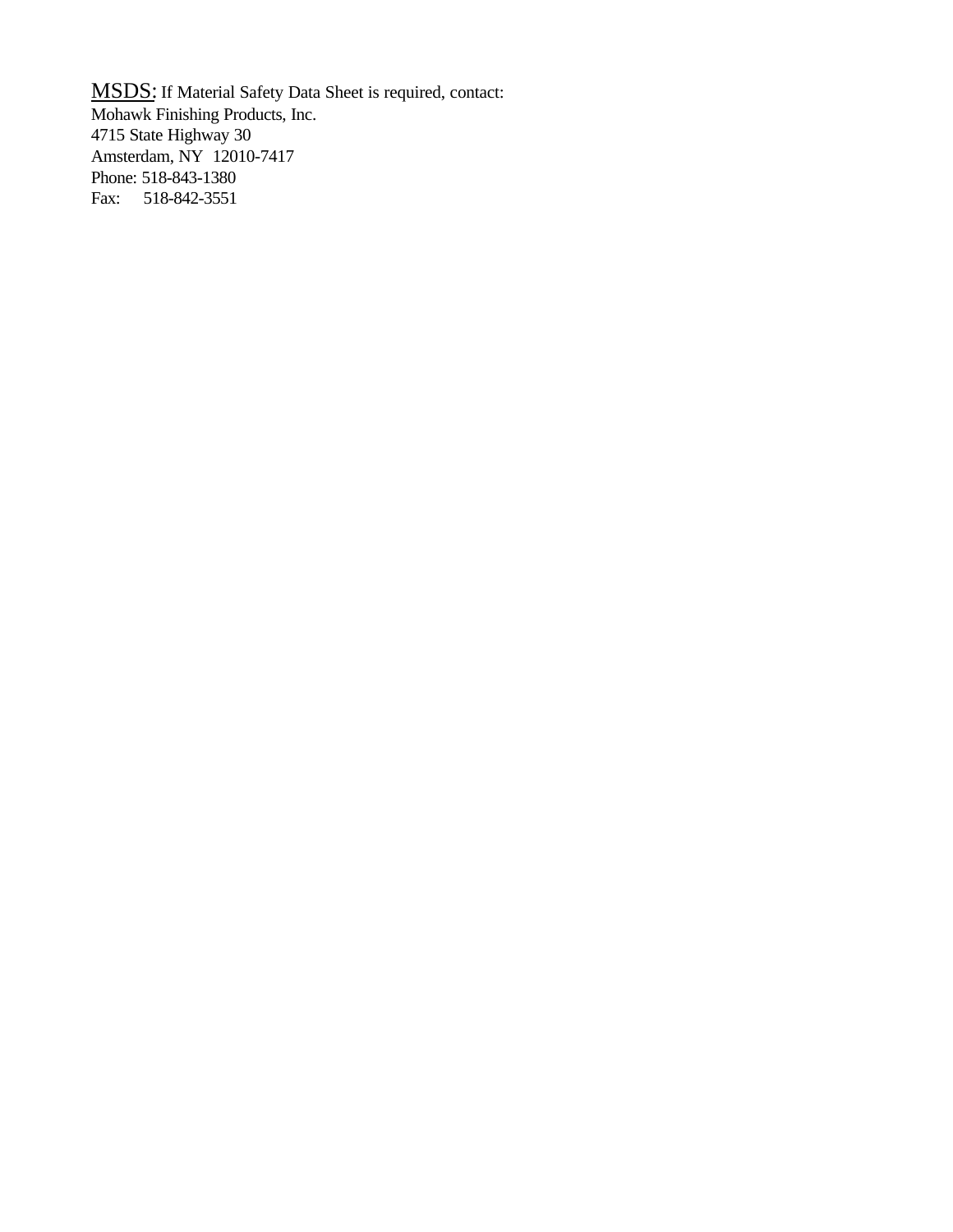<u>MSDS</u>: If Material Safety Data Sheet is required, contact:
Mohawk Finishing Products, Inc.
4715 State Highway 30
Amsterdam, NY 12010-7417
Phone: 518-843-1380
Fax: 518-842-3551